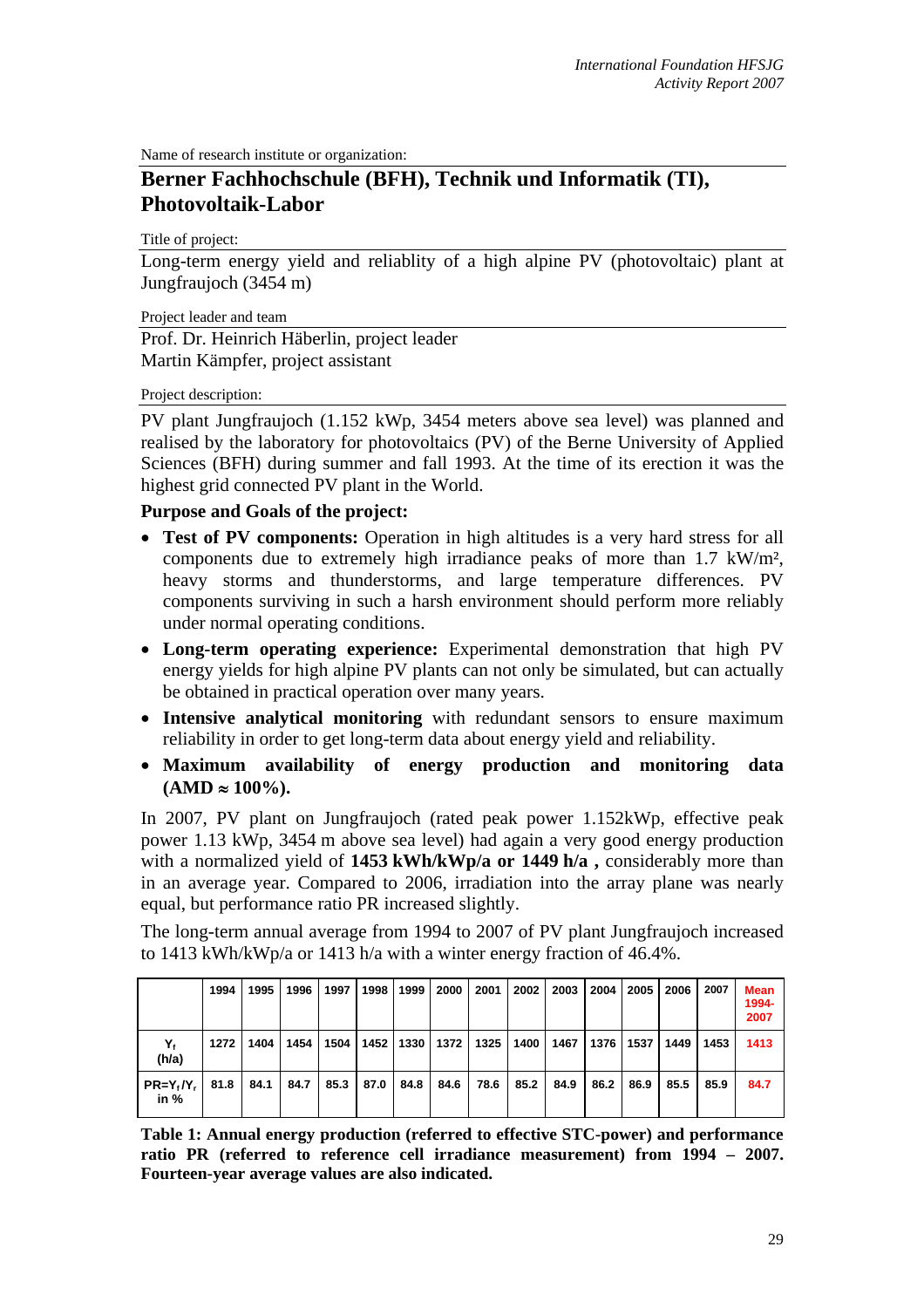Name of research institute or organization:

## Berner Fachhochschule (BFH), Technik und Informatik (TI), Photovoltaik-Labor

Title of project:

Long-term energy yield and reliablity of a high alpine PV (photovoltaic) plant at Jungfraujoch (3454 m)

Project leader and team

Prof. Dr. Heinrich Häberlin, project leader
Martin Kämpfer, project assistant

Project description:

PV plant Jungfraujoch (1.152 kWp, 3454 meters above sea level) was planned and realised by the laboratory for photovoltaics (PV) of the Berne University of Applied Sciences (BFH) during summer and fall 1993. At the time of its erection it was the highest grid connected PV plant in the World.

**Purpose and Goals of the project:**

- **Test of PV components:** Operation in high altitudes is a very hard stress for all components due to extremely high irradiance peaks of more than 1.7 kW/m², heavy storms and thunderstorms, and large temperature differences. PV components surviving in such a harsh environment should perform more reliably under normal operating conditions.
- **Long-term operating experience:** Experimental demonstration that high PV energy yields for high alpine PV plants can not only be simulated, but can actually be obtained in practical operation over many years.
- **Intensive analytical monitoring** with redundant sensors to ensure maximum reliability in order to get long-term data about energy yield and reliability.
- **Maximum availability of energy production and monitoring data (AMD ≈ 100%).**

In 2007, PV plant on Jungfraujoch (rated peak power 1.152kWp, effective peak power 1.13 kWp, 3454 m above sea level) had again a very good energy production with a normalized yield of **1453 kWh/kWp/a or 1449 h/a ,** considerably more than in an average year. Compared to 2006, irradiation into the array plane was nearly equal, but performance ratio PR increased slightly.

The long-term annual average from 1994 to 2007 of PV plant Jungfraujoch increased to 1413 kWh/kWp/a or 1413 h/a with a winter energy fraction of 46.4%.

| | 1994 | 1995 | 1996 | 1997 | 1998 | 1999 | 2000 | 2001 | 2002 | 2003 | 2004 | 2005 | 2006 | 2007 | Mean 1994-2007 |
|---|---|---|---|---|---|---|---|---|---|---|---|---|---|---|---|
| $Y_f$ (h/a) | 1272 | 1404 | 1454 | 1504 | 1452 | 1330 | 1372 | 1325 | 1400 | 1467 | 1376 | 1537 | 1449 | 1453 | 1413 |
| $PR=Y_f/Y_r$ in % | 81.8 | 84.1 | 84.7 | 85.3 | 87.0 | 84.8 | 84.6 | 78.6 | 85.2 | 84.9 | 86.2 | 86.9 | 85.5 | 85.9 | 84.7 |

**Table 1: Annual energy production (referred to effective STC-power) and performance ratio PR (referred to reference cell irradiance measurement) from 1994 – 2007. Fourteen-year average values are also indicated.**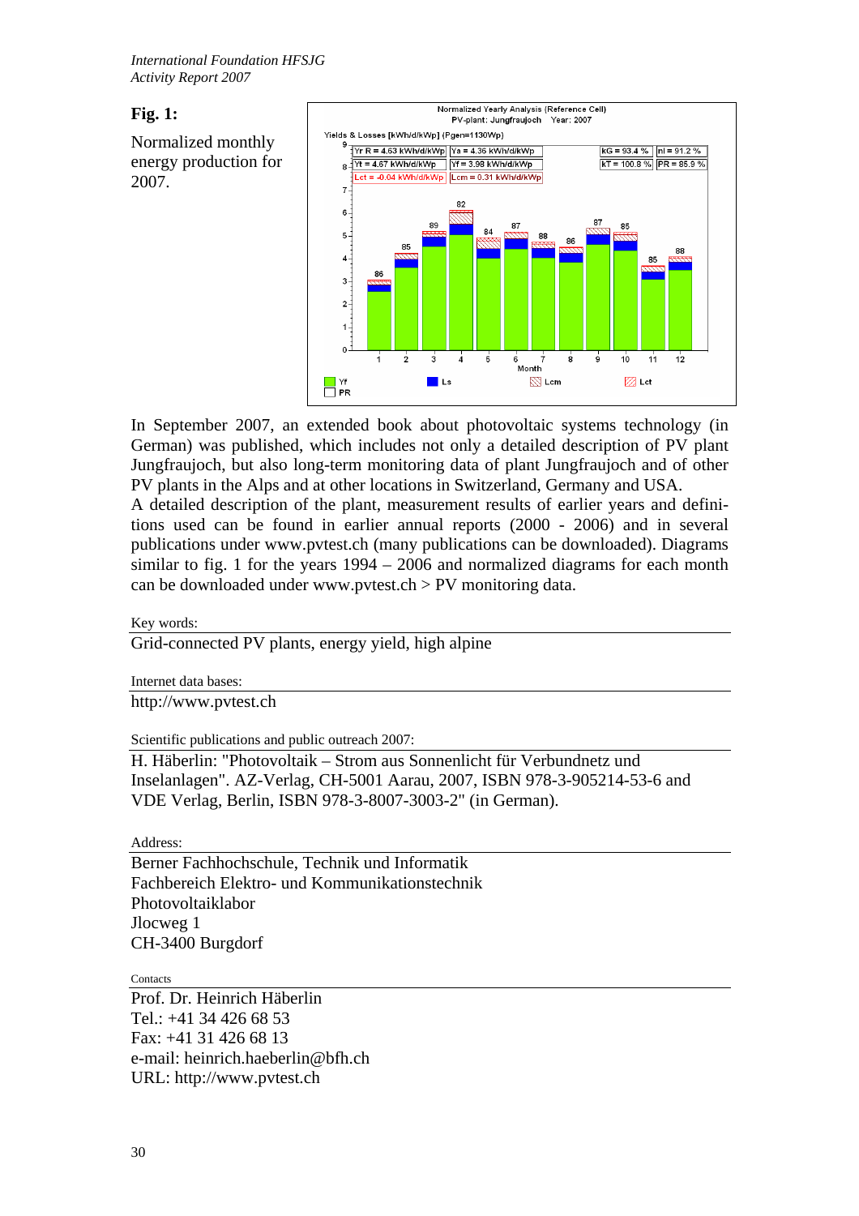**Fig. 1:**

Normalized monthly energy production for 2007.

Normalized Yearly Analysis (Reference Cell)
PV-plant: Jungfraujoch Year: 2007

Yields & Losses [kWh/d/kWp] (Pgen=1130Wp)

Yr R = 4.63 kWh/d/kWp
Ya = 4.36 kWh/d/kWp
kG = 93.4 %
nI = 91.2 %
Yt = 4.67 kWh/d/kWp
Yf = 3.98 kWh/d/kWp
kT = 100.8 %
PR = 85.9 %
Lct = -0.04 kWh/d/kWp
Lcm = 0.31 kWh/d/kWp

86 85 89 82 84 87 88 86 87 85 85 88

0 1 2 3 4 5 6 7 8 9

1 2 3 4 5 6 7 8 9 10 11 12
Month

Yf PR Ls Lcm Lct

In September 2007, an extended book about photovoltaic systems technology (in German) was published, which includes not only a detailed description of PV plant Jungfraujoch, but also long-term monitoring data of plant Jungfraujoch and of other PV plants in the Alps and at other locations in Switzerland, Germany and USA.
A detailed description of the plant, measurement results of earlier years and definitions used can be found in earlier annual reports (2000 - 2006) and in several publications under www.pvtest.ch (many publications can be downloaded). Diagrams similar to fig. 1 for the years 1994 – 2006 and normalized diagrams for each month can be downloaded under www.pvtest.ch > PV monitoring data.

Key words:

Grid-connected PV plants, energy yield, high alpine

Internet data bases:

http://www.pvtest.ch

Scientific publications and public outreach 2007:

H. Häberlin: "Photovoltaik – Strom aus Sonnenlicht für Verbundnetz und Inselanlagen". AZ-Verlag, CH-5001 Aarau, 2007, ISBN 978-3-905214-53-6 and VDE Verlag, Berlin, ISBN 978-3-8007-3003-2" (in German).

Address:

Berner Fachhochschule, Technik und Informatik
Fachbereich Elektro- und Kommunikationstechnik
Photovoltaiklabor
Jlocweg 1
CH-3400 Burgdorf

Contacts

Prof. Dr. Heinrich Häberlin
Tel.: +41 34 426 68 53
Fax: +41 31 426 68 13
e-mail: heinrich.haeberlin@bfh.ch
URL: http://www.pvtest.ch